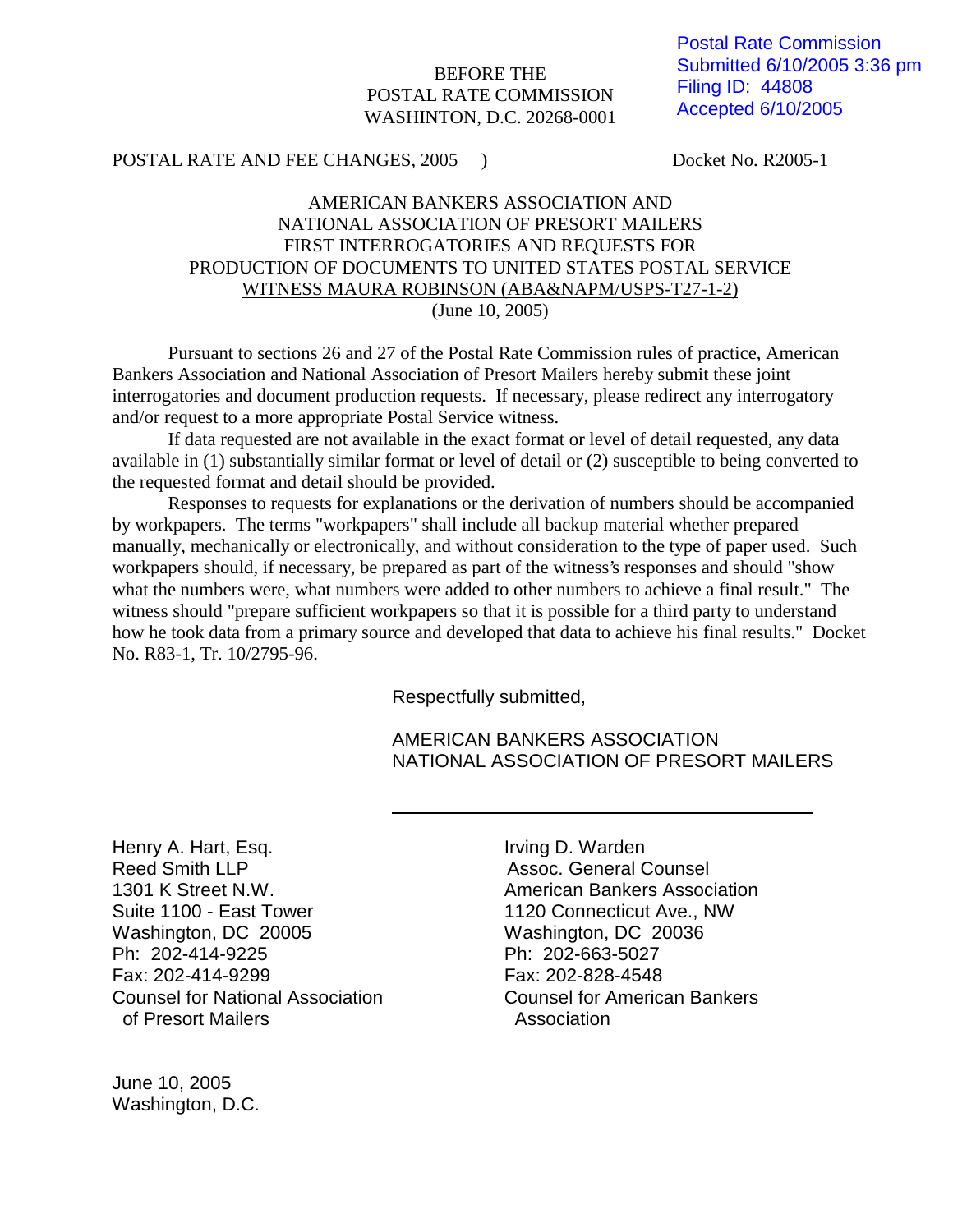Postal Rate Commission
Submitted 6/10/2005 3:36 pm
Filing ID: 44808
Accepted 6/10/2005

BEFORE THE
POSTAL RATE COMMISSION
WASHINTON, D.C. 20268-0001

POSTAL RATE AND FEE CHANGES, 2005 ) Docket No. R2005-1

AMERICAN BANKERS ASSOCIATION AND
NATIONAL ASSOCIATION OF PRESORT MAILERS
FIRST INTERROGATORIES AND REQUESTS FOR
PRODUCTION OF DOCUMENTS TO UNITED STATES POSTAL SERVICE
WITNESS MAURA ROBINSON (ABA&NAPM/USPS-T27-1-2)
(June 10, 2005)

Pursuant to sections 26 and 27 of the Postal Rate Commission rules of practice, American Bankers Association and National Association of Presort Mailers hereby submit these joint interrogatories and document production requests. If necessary, please redirect any interrogatory and/or request to a more appropriate Postal Service witness.

If data requested are not available in the exact format or level of detail requested, any data available in (1) substantially similar format or level of detail or (2) susceptible to being converted to the requested format and detail should be provided.

Responses to requests for explanations or the derivation of numbers should be accompanied by workpapers. The terms "workpapers" shall include all backup material whether prepared manually, mechanically or electronically, and without consideration to the type of paper used. Such workpapers should, if necessary, be prepared as part of the witness's responses and should "show what the numbers were, what numbers were added to other numbers to achieve a final result." The witness should "prepare sufficient workpapers so that it is possible for a third party to understand how he took data from a primary source and developed that data to achieve his final results." Docket No. R83-1, Tr. 10/2795-96.

Respectfully submitted,

AMERICAN BANKERS ASSOCIATION
NATIONAL ASSOCIATION OF PRESORT MAILERS

Henry A. Hart, Esq.
Reed Smith LLP
1301 K Street N.W.
Suite 1100 - East Tower
Washington, DC 20005
Ph: 202-414-9225
Fax: 202-414-9299
Counsel for National Association of Presort Mailers

Irving D. Warden
Assoc. General Counsel
American Bankers Association
1120 Connecticut Ave., NW
Washington, DC 20036
Ph: 202-663-5027
Fax: 202-828-4548
Counsel for American Bankers Association

June 10, 2005
Washington, D.C.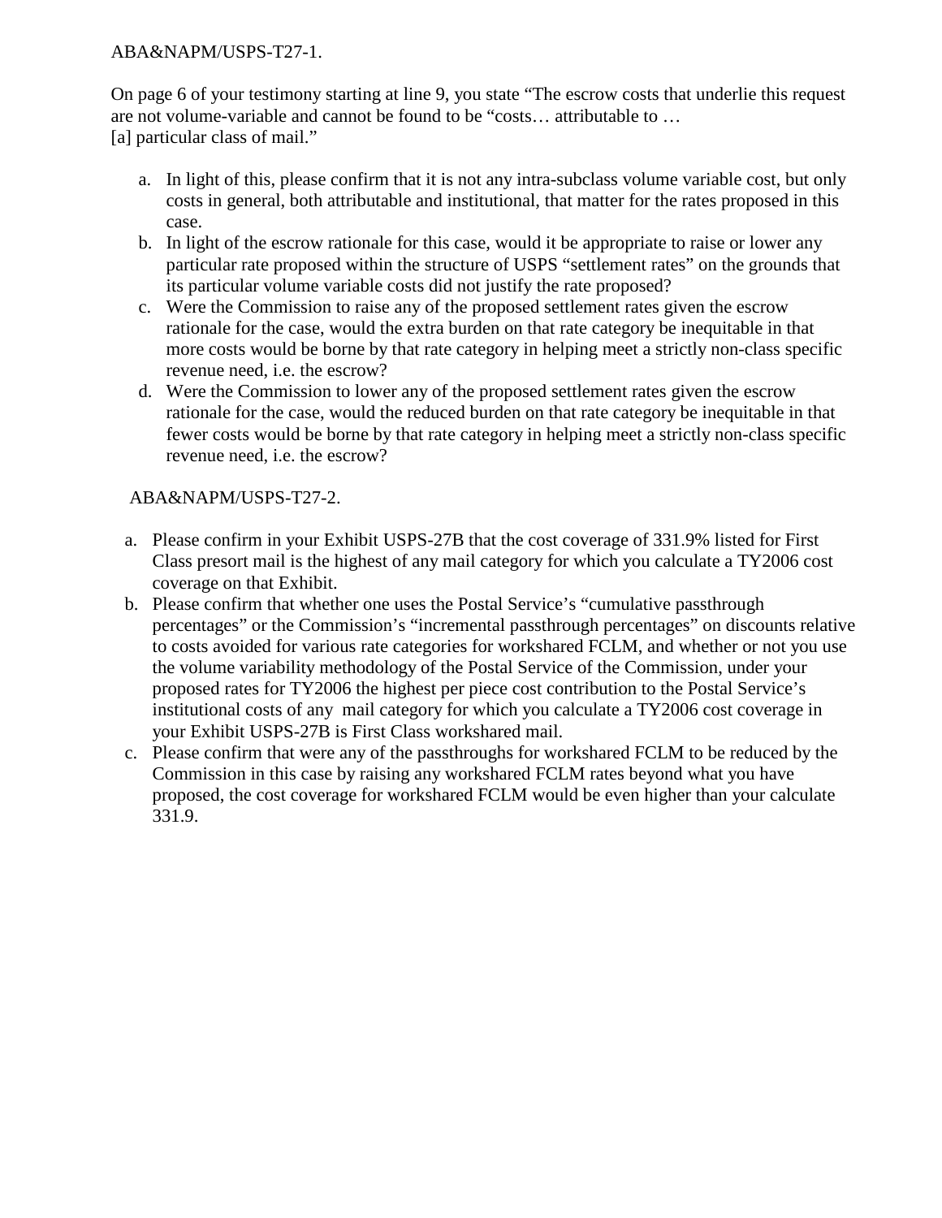ABA&NAPM/USPS-T27-1.

On page 6 of your testimony starting at line 9, you state "The escrow costs that underlie this request are not volume-variable and cannot be found to be "costs… attributable to … [a] particular class of mail."

a. In light of this, please confirm that it is not any intra-subclass volume variable cost, but only costs in general, both attributable and institutional, that matter for the rates proposed in this case.
b. In light of the escrow rationale for this case, would it be appropriate to raise or lower any particular rate proposed within the structure of USPS "settlement rates" on the grounds that its particular volume variable costs did not justify the rate proposed?
c. Were the Commission to raise any of the proposed settlement rates given the escrow rationale for the case, would the extra burden on that rate category be inequitable in that more costs would be borne by that rate category in helping meet a strictly non-class specific revenue need, i.e. the escrow?
d. Were the Commission to lower any of the proposed settlement rates given the escrow rationale for the case, would the reduced burden on that rate category be inequitable in that fewer costs would be borne by that rate category in helping meet a strictly non-class specific revenue need, i.e. the escrow?

ABA&NAPM/USPS-T27-2.

a. Please confirm in your Exhibit USPS-27B that the cost coverage of 331.9% listed for First Class presort mail is the highest of any mail category for which you calculate a TY2006 cost coverage on that Exhibit.
b. Please confirm that whether one uses the Postal Service's "cumulative passthrough percentages" or the Commission's "incremental passthrough percentages" on discounts relative to costs avoided for various rate categories for workshared FCLM, and whether or not you use the volume variability methodology of the Postal Service of the Commission, under your proposed rates for TY2006 the highest per piece cost contribution to the Postal Service's institutional costs of any mail category for which you calculate a TY2006 cost coverage in your Exhibit USPS-27B is First Class workshared mail.
c. Please confirm that were any of the passthroughs for workshared FCLM to be reduced by the Commission in this case by raising any workshared FCLM rates beyond what you have proposed, the cost coverage for workshared FCLM would be even higher than your calculate 331.9.